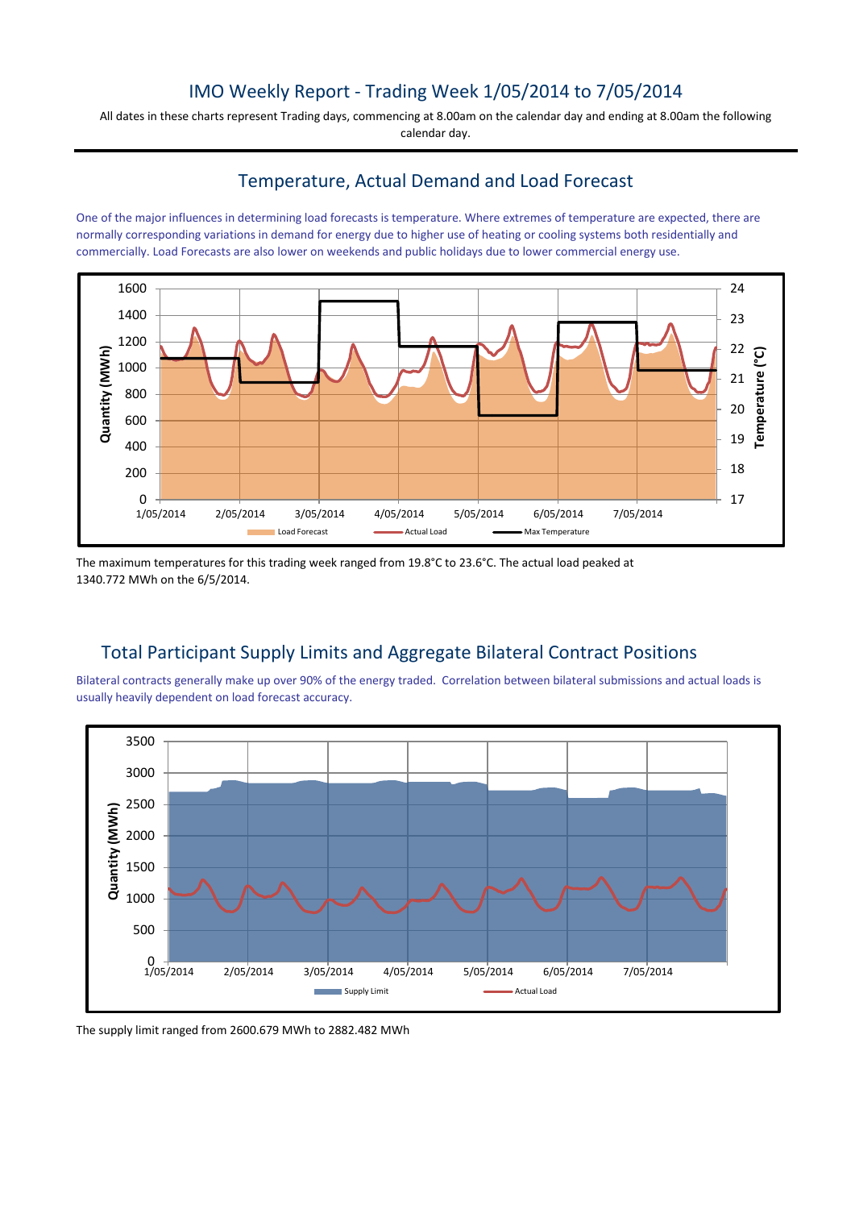# IMO Weekly Report - Trading Week 1/05/2014 to 7/05/2014

All dates in these charts represent Trading days, commencing at 8.00am on the calendar day and ending at 8.00am the following calendar day.

## Temperature, Actual Demand and Load Forecast

One of the major influences in determining load forecasts is temperature. Where extremes of temperature are expected, there are normally corresponding variations in demand for energy due to higher use of heating or cooling systems both residentially and commercially. Load Forecasts are also lower on weekends and public holidays due to lower commercial energy use.

The maximum temperatures for this trading week ranged from 19.8°C to 23.6°C. The actual load peaked at 1340.772 MWh on the 6/5/2014.

## Total Participant Supply Limits and Aggregate Bilateral Contract Positions

Bilateral contracts generally make up over 90% of the energy traded. Correlation between bilateral submissions and actual loads is usually heavily dependent on load forecast accuracy.

The supply limit ranged from 2600.679 MWh to 2882.482 MWh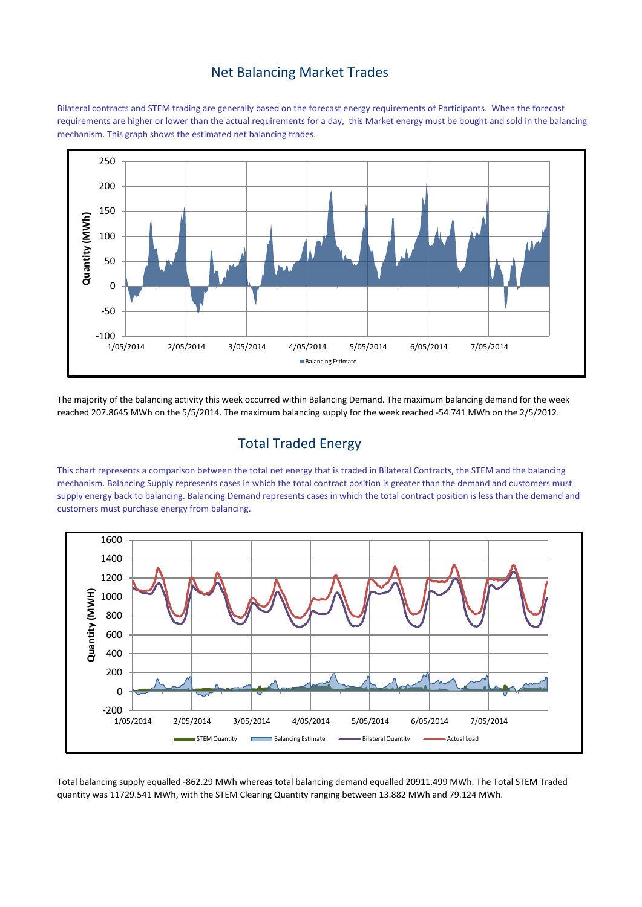## Net Balancing Market Trades

Bilateral contracts and STEM trading are generally based on the forecast energy requirements of Participants. When the forecast requirements are higher or lower than the actual requirements for a day, this Market energy must be bought and sold in the balancing mechanism. This graph shows the estimated net balancing trades.

The majority of the balancing activity this week occurred within Balancing Demand. The maximum balancing demand for the week reached 207.8645 MWh on the 5/5/2014. The maximum balancing supply for the week reached -54.741 MWh on the 2/5/2012.

## Total Traded Energy

This chart represents a comparison between the total net energy that is traded in Bilateral Contracts, the STEM and the balancing mechanism. Balancing Supply represents cases in which the total contract position is greater than the demand and customers must supply energy back to balancing. Balancing Demand represents cases in which the total contract position is less than the demand and customers must purchase energy from balancing.

Total balancing supply equalled -862.29 MWh whereas total balancing demand equalled 20911.499 MWh. The Total STEM Traded quantity was 11729.541 MWh, with the STEM Clearing Quantity ranging between 13.882 MWh and 79.124 MWh.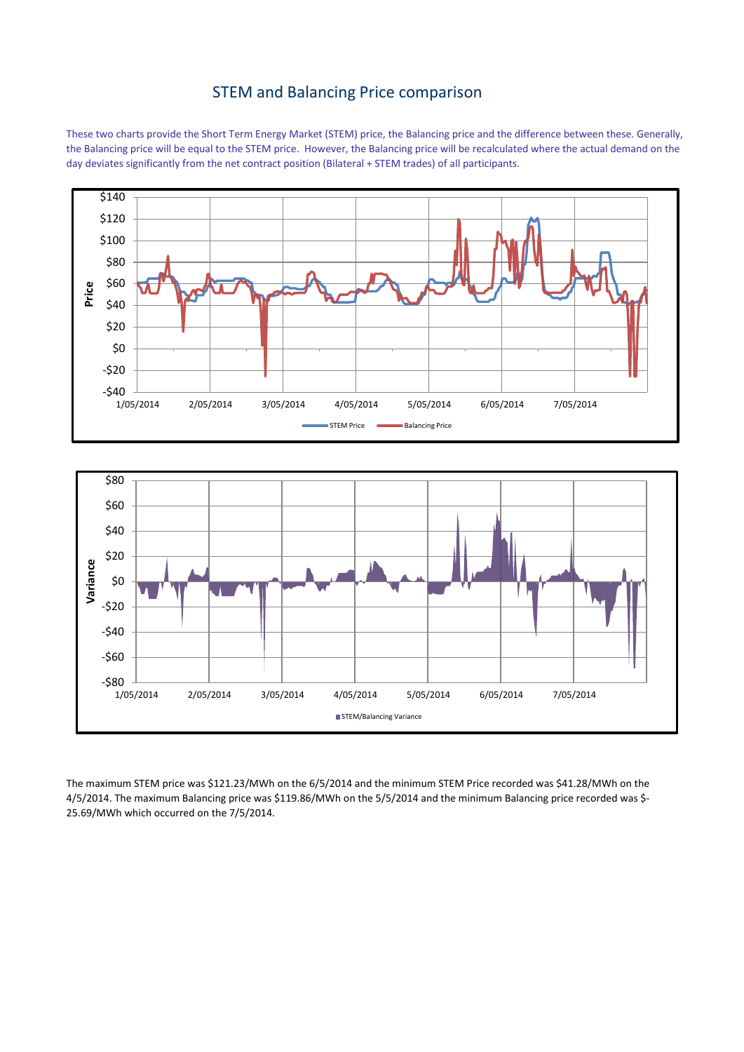# STEM and Balancing Price comparison

These two charts provide the Short Term Energy Market (STEM) price, the Balancing price and the difference between these. Generally, the Balancing price will be equal to the STEM price. However, the Balancing price will be recalculated where the actual demand on the day deviates significantly from the net contract position (Bilateral + STEM trades) of all participants.

Price

$140
$120
$100
$80
$60
$40
$20
$0
-$20
-$40

1/05/2014 2/05/2014 3/05/2014 4/05/2014 5/05/2014 6/05/2014 7/05/2014

STEM Price
Balancing Price

Variance

$80
$60
$40
$20
$0
-$20
-$40
-$60
-$80

1/05/2014 2/05/2014 3/05/2014 4/05/2014 5/05/2014 6/05/2014 7/05/2014

STEM/Balancing Variance

The maximum STEM price was $121.23/MWh on the 6/5/2014 and the minimum STEM Price recorded was $41.28/MWh on the 4/5/2014. The maximum Balancing price was $119.86/MWh on the 5/5/2014 and the minimum Balancing price recorded was $-25.69/MWh which occurred on the 7/5/2014.